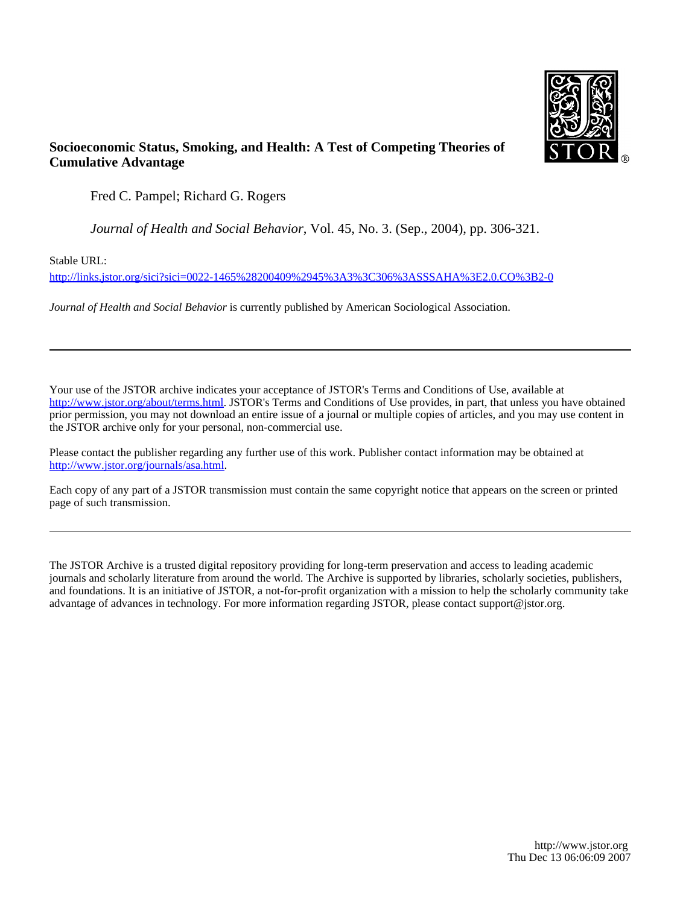**Socioeconomic Status, Smoking, and Health: A Test of Competing Theories of Cumulative Advantage**

Fred C. Pampel; Richard G. Rogers

*Journal of Health and Social Behavior*, Vol. 45, No. 3. (Sep., 2004), pp. 306-321.

Stable URL:

http://links.jstor.org/sici?sici=0022-1465%28200409%2945%3A3%3C306%3ASSSAHA%3E2.0.CO%3B2-0

*Journal of Health and Social Behavior* is currently published by American Sociological Association.

---

Your use of the JSTOR archive indicates your acceptance of JSTOR's Terms and Conditions of Use, available at http://www.jstor.org/about/terms.html. JSTOR's Terms and Conditions of Use provides, in part, that unless you have obtained prior permission, you may not download an entire issue of a journal or multiple copies of articles, and you may use content in the JSTOR archive only for your personal, non-commercial use.

Please contact the publisher regarding any further use of this work. Publisher contact information may be obtained at http://www.jstor.org/journals/asa.html.

Each copy of any part of a JSTOR transmission must contain the same copyright notice that appears on the screen or printed page of such transmission.

---

The JSTOR Archive is a trusted digital repository providing for long-term preservation and access to leading academic journals and scholarly literature from around the world. The Archive is supported by libraries, scholarly societies, publishers, and foundations. It is an initiative of JSTOR, a not-for-profit organization with a mission to help the scholarly community take advantage of advances in technology. For more information regarding JSTOR, please contact support@jstor.org.

http://www.jstor.org
Thu Dec 13 06:06:09 2007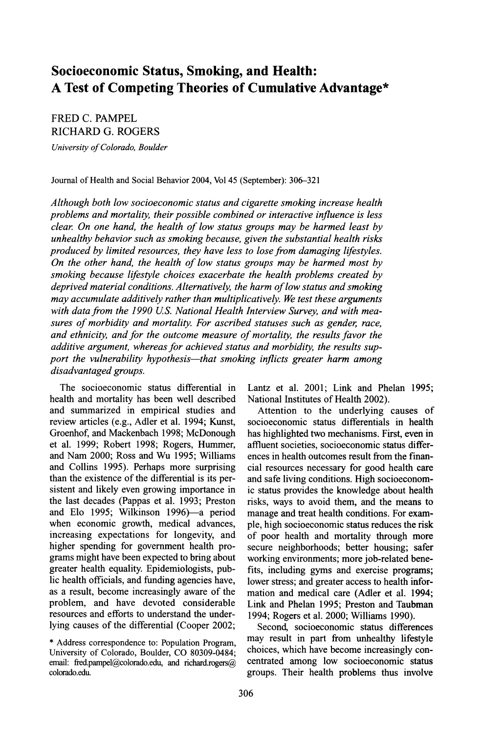# Socioeconomic Status, Smoking, and Health: A Test of Competing Theories of Cumulative Advantage*

FRED C. PAMPEL
RICHARD G. ROGERS
*University of Colorado, Boulder*

Journal of Health and Social Behavior 2004, Vol 45 (September): 306–321

*Although both low socioeconomic status and cigarette smoking increase health problems and mortality, their possible combined or interactive influence is less clear. On one hand, the health of low status groups may be harmed least by unhealthy behavior such as smoking because, given the substantial health risks produced by limited resources, they have less to lose from damaging lifestyles. On the other hand, the health of low status groups may be harmed most by smoking because lifestyle choices exacerbate the health problems created by deprived material conditions. Alternatively, the harm of low status and smoking may accumulate additively rather than multiplicatively. We test these arguments with data from the 1990 U.S. National Health Interview Survey, and with measures of morbidity and mortality. For ascribed statuses such as gender, race, and ethnicity, and for the outcome measure of mortality, the results favor the additive argument, whereas for achieved status and morbidity, the results support the vulnerability hypothesis—that smoking inflicts greater harm among disadvantaged groups.*

The socioeconomic status differential in health and mortality has been well described and summarized in empirical studies and review articles (e.g., Adler et al. 1994; Kunst, Groenhof, and Mackenbach 1998; McDonough et al. 1999; Robert 1998; Rogers, Hummer, and Nam 2000; Ross and Wu 1995; Williams and Collins 1995). Perhaps more surprising than the existence of the differential is its persistent and likely even growing importance in the last decades (Pappas et al. 1993; Preston and Elo 1995; Wilkinson 1996)—a period when economic growth, medical advances, increasing expectations for longevity, and higher spending for government health programs might have been expected to bring about greater health equality. Epidemiologists, public health officials, and funding agencies have, as a result, become increasingly aware of the problem, and have devoted considerable resources and efforts to understand the underlying causes of the differential (Cooper 2002; Lantz et al. 2001; Link and Phelan 1995; National Institutes of Health 2002).

Attention to the underlying causes of socioeconomic status differentials in health has highlighted two mechanisms. First, even in affluent societies, socioeconomic status differences in health outcomes result from the financial resources necessary for good health care and safe living conditions. High socioeconomic status provides the knowledge about health risks, ways to avoid them, and the means to manage and treat health conditions. For example, high socioeconomic status reduces the risk of poor health and mortality through more secure neighborhoods; better housing; safer working environments; more job-related benefits, including gyms and exercise programs; lower stress; and greater access to health information and medical care (Adler et al. 1994; Link and Phelan 1995; Preston and Taubman 1994; Rogers et al. 2000; Williams 1990).

Second, socioeconomic status differences may result in part from unhealthy lifestyle choices, which have become increasingly concentrated among low socioeconomic status groups. Their health problems thus involve

\* Address correspondence to: Population Program, University of Colorado, Boulder, CO 80309-0484; email: fred.pampel@colorado.edu, and richard.rogers@colorado.edu.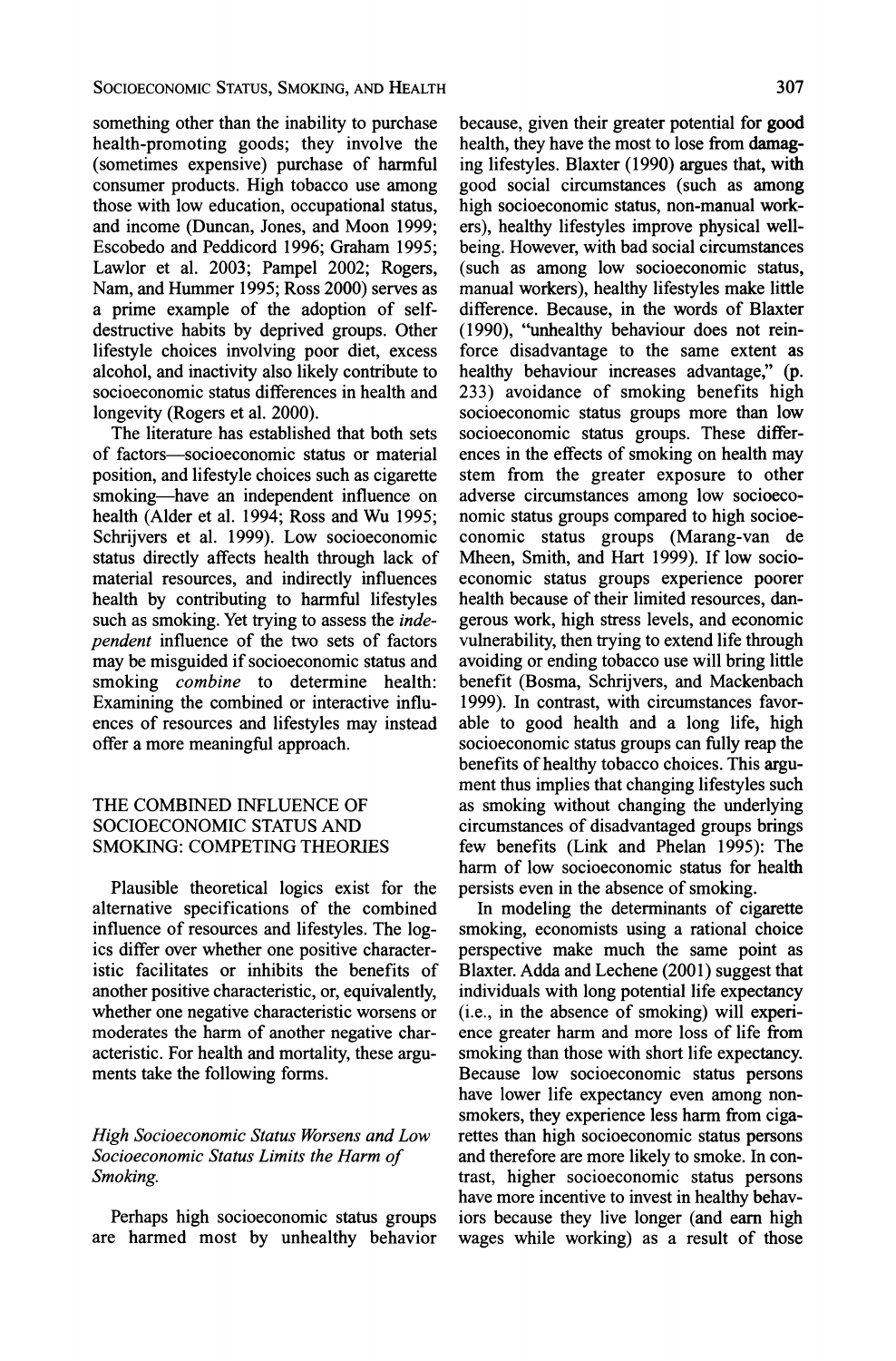something other than the inability to purchase health-promoting goods; they involve the (sometimes expensive) purchase of harmful consumer products. High tobacco use among those with low education, occupational status, and income (Duncan, Jones, and Moon 1999; Escobedo and Peddicord 1996; Graham 1995; Lawlor et al. 2003; Pampel 2002; Rogers, Nam, and Hummer 1995; Ross 2000) serves as a prime example of the adoption of self-destructive habits by deprived groups. Other lifestyle choices involving poor diet, excess alcohol, and inactivity also likely contribute to socioeconomic status differences in health and longevity (Rogers et al. 2000).

The literature has established that both sets of factors—socioeconomic status or material position, and lifestyle choices such as cigarette smoking—have an independent influence on health (Alder et al. 1994; Ross and Wu 1995; Schrijvers et al. 1999). Low socioeconomic status directly affects health through lack of material resources, and indirectly influences health by contributing to harmful lifestyles such as smoking. Yet trying to assess the *independent* influence of the two sets of factors may be misguided if socioeconomic status and smoking *combine* to determine health: Examining the combined or interactive influences of resources and lifestyles may instead offer a more meaningful approach.

## THE COMBINED INFLUENCE OF SOCIOECONOMIC STATUS AND SMOKING: COMPETING THEORIES

Plausible theoretical logics exist for the alternative specifications of the combined influence of resources and lifestyles. The logics differ over whether one positive characteristic facilitates or inhibits the benefits of another positive characteristic, or, equivalently, whether one negative characteristic worsens or moderates the harm of another negative characteristic. For health and mortality, these arguments take the following forms.

### *High Socioeconomic Status Worsens and Low Socioeconomic Status Limits the Harm of Smoking.*

Perhaps high socioeconomic status groups are harmed most by unhealthy behavior because, given their greater potential for good health, they have the most to lose from damaging lifestyles. Blaxter (1990) argues that, with good social circumstances (such as among high socioeconomic status, non-manual workers), healthy lifestyles improve physical well-being. However, with bad social circumstances (such as among low socioeconomic status, manual workers), healthy lifestyles make little difference. Because, in the words of Blaxter (1990), "unhealthy behaviour does not reinforce disadvantage to the same extent as healthy behaviour increases advantage," (p. 233) avoidance of smoking benefits high socioeconomic status groups more than low socioeconomic status groups. These differences in the effects of smoking on health may stem from the greater exposure to other adverse circumstances among low socioeconomic status groups compared to high socioeconomic status groups (Marang-van de Mheen, Smith, and Hart 1999). If low socioeconomic status groups experience poorer health because of their limited resources, dangerous work, high stress levels, and economic vulnerability, then trying to extend life through avoiding or ending tobacco use will bring little benefit (Bosma, Schrijvers, and Mackenbach 1999). In contrast, with circumstances favorable to good health and a long life, high socioeconomic status groups can fully reap the benefits of healthy tobacco choices. This argument thus implies that changing lifestyles such as smoking without changing the underlying circumstances of disadvantaged groups brings few benefits (Link and Phelan 1995): The harm of low socioeconomic status for health persists even in the absence of smoking.

In modeling the determinants of cigarette smoking, economists using a rational choice perspective make much the same point as Blaxter. Adda and Lechene (2001) suggest that individuals with long potential life expectancy (i.e., in the absence of smoking) will experience greater harm and more loss of life from smoking than those with short life expectancy. Because low socioeconomic status persons have lower life expectancy even among nonsmokers, they experience less harm from cigarettes than high socioeconomic status persons and therefore are more likely to smoke. In contrast, higher socioeconomic status persons have more incentive to invest in healthy behaviors because they live longer (and earn high wages while working) as a result of those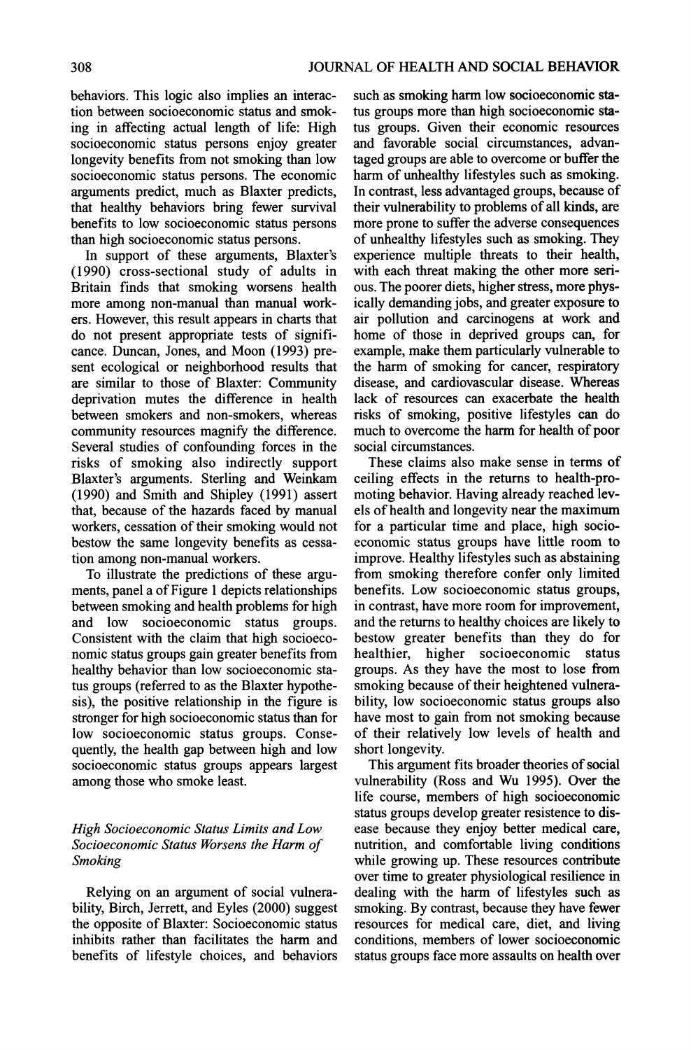behaviors. This logic also implies an interaction between socioeconomic status and smoking in affecting actual length of life: High socioeconomic status persons enjoy greater longevity benefits from not smoking than low socioeconomic status persons. The economic arguments predict, much as Blaxter predicts, that healthy behaviors bring fewer survival benefits to low socioeconomic status persons than high socioeconomic status persons.

In support of these arguments, Blaxter's (1990) cross-sectional study of adults in Britain finds that smoking worsens health more among non-manual than manual workers. However, this result appears in charts that do not present appropriate tests of significance. Duncan, Jones, and Moon (1993) present ecological or neighborhood results that are similar to those of Blaxter: Community deprivation mutes the difference in health between smokers and non-smokers, whereas community resources magnify the difference. Several studies of confounding forces in the risks of smoking also indirectly support Blaxter's arguments. Sterling and Weinkam (1990) and Smith and Shipley (1991) assert that, because of the hazards faced by manual workers, cessation of their smoking would not bestow the same longevity benefits as cessation among non-manual workers.

To illustrate the predictions of these arguments, panel a of Figure 1 depicts relationships between smoking and health problems for high and low socioeconomic status groups. Consistent with the claim that high socioeconomic status groups gain greater benefits from healthy behavior than low socioeconomic status groups (referred to as the Blaxter hypothesis), the positive relationship in the figure is stronger for high socioeconomic status than for low socioeconomic status groups. Consequently, the health gap between high and low socioeconomic status groups appears largest among those who smoke least.

### *High Socioeconomic Status Limits and Low Socioeconomic Status Worsens the Harm of Smoking*

Relying on an argument of social vulnerability, Birch, Jerrett, and Eyles (2000) suggest the opposite of Blaxter: Socioeconomic status inhibits rather than facilitates the harm and benefits of lifestyle choices, and behaviors such as smoking harm low socioeconomic status groups more than high socioeconomic status groups. Given their economic resources and favorable social circumstances, advantaged groups are able to overcome or buffer the harm of unhealthy lifestyles such as smoking. In contrast, less advantaged groups, because of their vulnerability to problems of all kinds, are more prone to suffer the adverse consequences of unhealthy lifestyles such as smoking. They experience multiple threats to their health, with each threat making the other more serious. The poorer diets, higher stress, more physically demanding jobs, and greater exposure to air pollution and carcinogens at work and home of those in deprived groups can, for example, make them particularly vulnerable to the harm of smoking for cancer, respiratory disease, and cardiovascular disease. Whereas lack of resources can exacerbate the health risks of smoking, positive lifestyles can do much to overcome the harm for health of poor social circumstances.

These claims also make sense in terms of ceiling effects in the returns to health-promoting behavior. Having already reached levels of health and longevity near the maximum for a particular time and place, high socioeconomic status groups have little room to improve. Healthy lifestyles such as abstaining from smoking therefore confer only limited benefits. Low socioeconomic status groups, in contrast, have more room for improvement, and the returns to healthy choices are likely to bestow greater benefits than they do for healthier, higher socioeconomic status groups. As they have the most to lose from smoking because of their heightened vulnerability, low socioeconomic status groups also have most to gain from not smoking because of their relatively low levels of health and short longevity.

This argument fits broader theories of social vulnerability (Ross and Wu 1995). Over the life course, members of high socioeconomic status groups develop greater resistence to disease because they enjoy better medical care, nutrition, and comfortable living conditions while growing up. These resources contribute over time to greater physiological resilience in dealing with the harm of lifestyles such as smoking. By contrast, because they have fewer resources for medical care, diet, and living conditions, members of lower socioeconomic status groups face more assaults on health over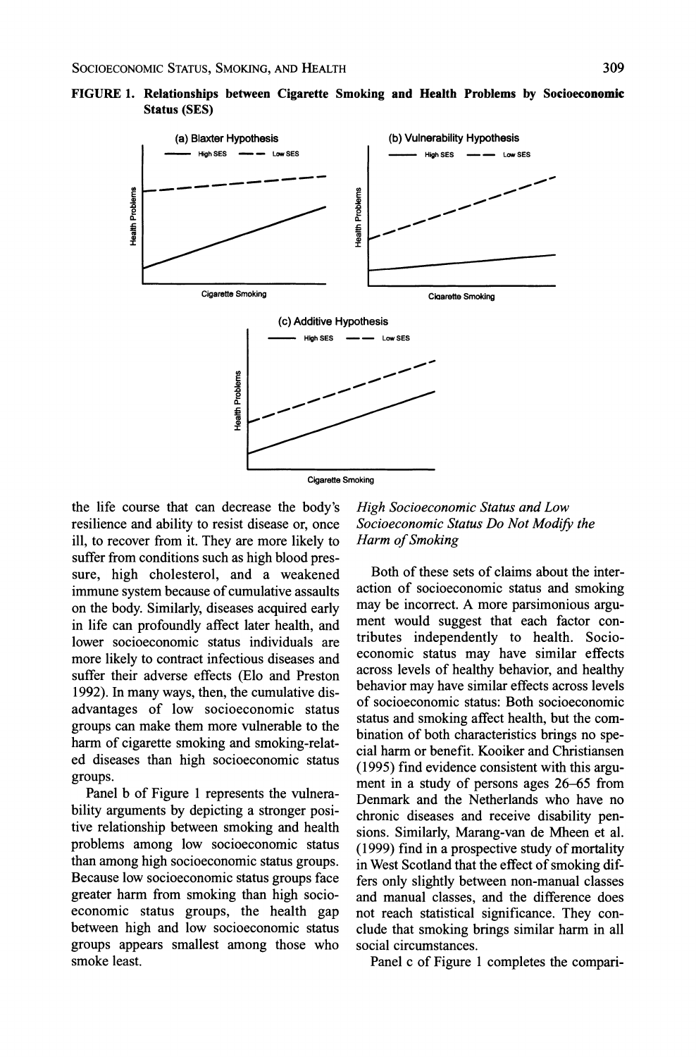**FIGURE 1. Relationships between Cigarette Smoking and Health Problems by Socioeconomic Status (SES)**

(a) Blaxter Hypothesis

High SES — Low SES

Health Problems

Cigarette Smoking

(b) Vulnerability Hypothesis

High SES — Low SES

Health Problems

Cigarette Smoking

(c) Additive Hypothesis

High SES — Low SES

Health Problems

Cigarette Smoking

the life course that can decrease the body's resilience and ability to resist disease or, once ill, to recover from it. They are more likely to suffer from conditions such as high blood pressure, high cholesterol, and a weakened immune system because of cumulative assaults on the body. Similarly, diseases acquired early in life can profoundly affect later health, and lower socioeconomic status individuals are more likely to contract infectious diseases and suffer their adverse effects (Elo and Preston 1992). In many ways, then, the cumulative disadvantages of low socioeconomic status groups can make them more vulnerable to the harm of cigarette smoking and smoking-related diseases than high socioeconomic status groups.

Panel b of Figure 1 represents the vulnerability arguments by depicting a stronger positive relationship between smoking and health problems among low socioeconomic status than among high socioeconomic status groups. Because low socioeconomic status groups face greater harm from smoking than high socioeconomic status groups, the health gap between high and low socioeconomic status groups appears smallest among those who smoke least.

### *High Socioeconomic Status and Low Socioeconomic Status Do Not Modify the Harm of Smoking*

Both of these sets of claims about the interaction of socioeconomic status and smoking may be incorrect. A more parsimonious argument would suggest that each factor contributes independently to health. Socioeconomic status may have similar effects across levels of healthy behavior, and healthy behavior may have similar effects across levels of socioeconomic status: Both socioeconomic status and smoking affect health, but the combination of both characteristics brings no special harm or benefit. Kooiker and Christiansen (1995) find evidence consistent with this argument in a study of persons ages 26–65 from Denmark and the Netherlands who have no chronic diseases and receive disability pensions. Similarly, Marang-van de Mheen et al. (1999) find in a prospective study of mortality in West Scotland that the effect of smoking differs only slightly between non-manual classes and manual classes, and the difference does not reach statistical significance. They conclude that smoking brings similar harm in all social circumstances.

Panel c of Figure 1 completes the compari-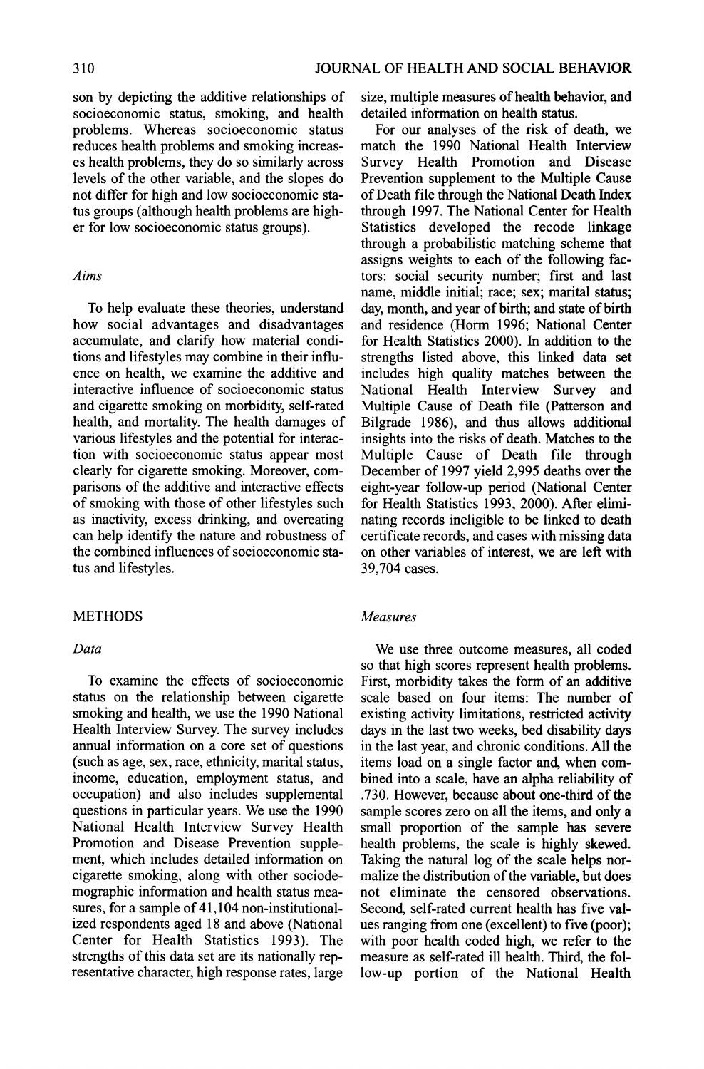son by depicting the additive relationships of socioeconomic status, smoking, and health problems. Whereas socioeconomic status reduces health problems and smoking increases health problems, they do so similarly across levels of the other variable, and the slopes do not differ for high and low socioeconomic status groups (although health problems are higher for low socioeconomic status groups).

### *Aims*

To help evaluate these theories, understand how social advantages and disadvantages accumulate, and clarify how material conditions and lifestyles may combine in their influence on health, we examine the additive and interactive influence of socioeconomic status and cigarette smoking on morbidity, self-rated health, and mortality. The health damages of various lifestyles and the potential for interaction with socioeconomic status appear most clearly for cigarette smoking. Moreover, comparisons of the additive and interactive effects of smoking with those of other lifestyles such as inactivity, excess drinking, and overeating can help identify the nature and robustness of the combined influences of socioeconomic status and lifestyles.

## METHODS

### *Data*

To examine the effects of socioeconomic status on the relationship between cigarette smoking and health, we use the 1990 National Health Interview Survey. The survey includes annual information on a core set of questions (such as age, sex, race, ethnicity, marital status, income, education, employment status, and occupation) and also includes supplemental questions in particular years. We use the 1990 National Health Interview Survey Health Promotion and Disease Prevention supplement, which includes detailed information on cigarette smoking, along with other sociodemographic information and health status measures, for a sample of 41,104 non-institutionalized respondents aged 18 and above (National Center for Health Statistics 1993). The strengths of this data set are its nationally representative character, high response rates, large size, multiple measures of health behavior, and detailed information on health status.

For our analyses of the risk of death, we match the 1990 National Health Interview Survey Health Promotion and Disease Prevention supplement to the Multiple Cause of Death file through the National Death Index through 1997. The National Center for Health Statistics developed the recode linkage through a probabilistic matching scheme that assigns weights to each of the following factors: social security number; first and last name, middle initial; race; sex; marital status; day, month, and year of birth; and state of birth and residence (Horm 1996; National Center for Health Statistics 2000). In addition to the strengths listed above, this linked data set includes high quality matches between the National Health Interview Survey and Multiple Cause of Death file (Patterson and Bilgrade 1986), and thus allows additional insights into the risks of death. Matches to the Multiple Cause of Death file through December of 1997 yield 2,995 deaths over the eight-year follow-up period (National Center for Health Statistics 1993, 2000). After eliminating records ineligible to be linked to death certificate records, and cases with missing data on other variables of interest, we are left with 39,704 cases.

### *Measures*

We use three outcome measures, all coded so that high scores represent health problems. First, morbidity takes the form of an additive scale based on four items: The number of existing activity limitations, restricted activity days in the last two weeks, bed disability days in the last year, and chronic conditions. All the items load on a single factor and, when combined into a scale, have an alpha reliability of .730. However, because about one-third of the sample scores zero on all the items, and only a small proportion of the sample has severe health problems, the scale is highly skewed. Taking the natural log of the scale helps normalize the distribution of the variable, but does not eliminate the censored observations. Second, self-rated current health has five values ranging from one (excellent) to five (poor); with poor health coded high, we refer to the measure as self-rated ill health. Third, the follow-up portion of the National Health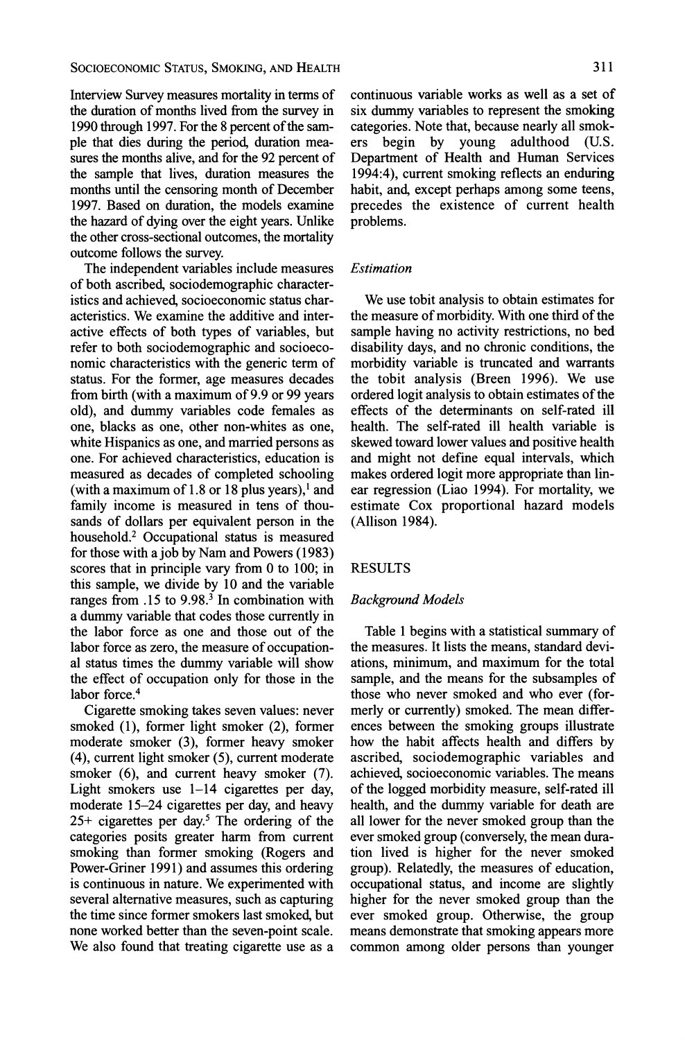Interview Survey measures mortality in terms of the duration of months lived from the survey in 1990 through 1997. For the 8 percent of the sample that dies during the period, duration measures the months alive, and for the 92 percent of the sample that lives, duration measures the months until the censoring month of December 1997. Based on duration, the models examine the hazard of dying over the eight years. Unlike the other cross-sectional outcomes, the mortality outcome follows the survey.

The independent variables include measures of both ascribed, sociodemographic characteristics and achieved, socioeconomic status characteristics. We examine the additive and interactive effects of both types of variables, but refer to both sociodemographic and socioeconomic characteristics with the generic term of status. For the former, age measures decades from birth (with a maximum of 9.9 or 99 years old), and dummy variables code females as one, blacks as one, other non-whites as one, white Hispanics as one, and married persons as one. For achieved characteristics, education is measured as decades of completed schooling (with a maximum of 1.8 or 18 plus years),[1] and family income is measured in tens of thousands of dollars per equivalent person in the household.[2] Occupational status is measured for those with a job by Nam and Powers (1983) scores that in principle vary from 0 to 100; in this sample, we divide by 10 and the variable ranges from .15 to 9.98.[3] In combination with a dummy variable that codes those currently in the labor force as one and those out of the labor force as zero, the measure of occupational status times the dummy variable will show the effect of occupation only for those in the labor force.[4]

Cigarette smoking takes seven values: never smoked (1), former light smoker (2), former moderate smoker (3), former heavy smoker (4), current light smoker (5), current moderate smoker (6), and current heavy smoker (7). Light smokers use 1–14 cigarettes per day, moderate 15–24 cigarettes per day, and heavy 25+ cigarettes per day.[5] The ordering of the categories posits greater harm from current smoking than former smoking (Rogers and Power-Griner 1991) and assumes this ordering is continuous in nature. We experimented with several alternative measures, such as capturing the time since former smokers last smoked, but none worked better than the seven-point scale. We also found that treating cigarette use as a continuous variable works as well as a set of six dummy variables to represent the smoking categories. Note that, because nearly all smokers begin by young adulthood (U.S. Department of Health and Human Services 1994:4), current smoking reflects an enduring habit, and, except perhaps among some teens, precedes the existence of current health problems.

### Estimation

We use tobit analysis to obtain estimates for the measure of morbidity. With one third of the sample having no activity restrictions, no bed disability days, and no chronic conditions, the morbidity variable is truncated and warrants the tobit analysis (Breen 1996). We use ordered logit analysis to obtain estimates of the effects of the determinants on self-rated ill health. The self-rated ill health variable is skewed toward lower values and positive health and might not define equal intervals, which makes ordered logit more appropriate than linear regression (Liao 1994). For mortality, we estimate Cox proportional hazard models (Allison 1984).

## RESULTS

### Background Models

Table 1 begins with a statistical summary of the measures. It lists the means, standard deviations, minimum, and maximum for the total sample, and the means for the subsamples of those who never smoked and who ever (formerly or currently) smoked. The mean differences between the smoking groups illustrate how the habit affects health and differs by ascribed, sociodemographic variables and achieved, socioeconomic variables. The means of the logged morbidity measure, self-rated ill health, and the dummy variable for death are all lower for the never smoked group than the ever smoked group (conversely, the mean duration lived is higher for the never smoked group). Relatedly, the measures of education, occupational status, and income are slightly higher for the never smoked group than the ever smoked group. Otherwise, the group means demonstrate that smoking appears more common among older persons than younger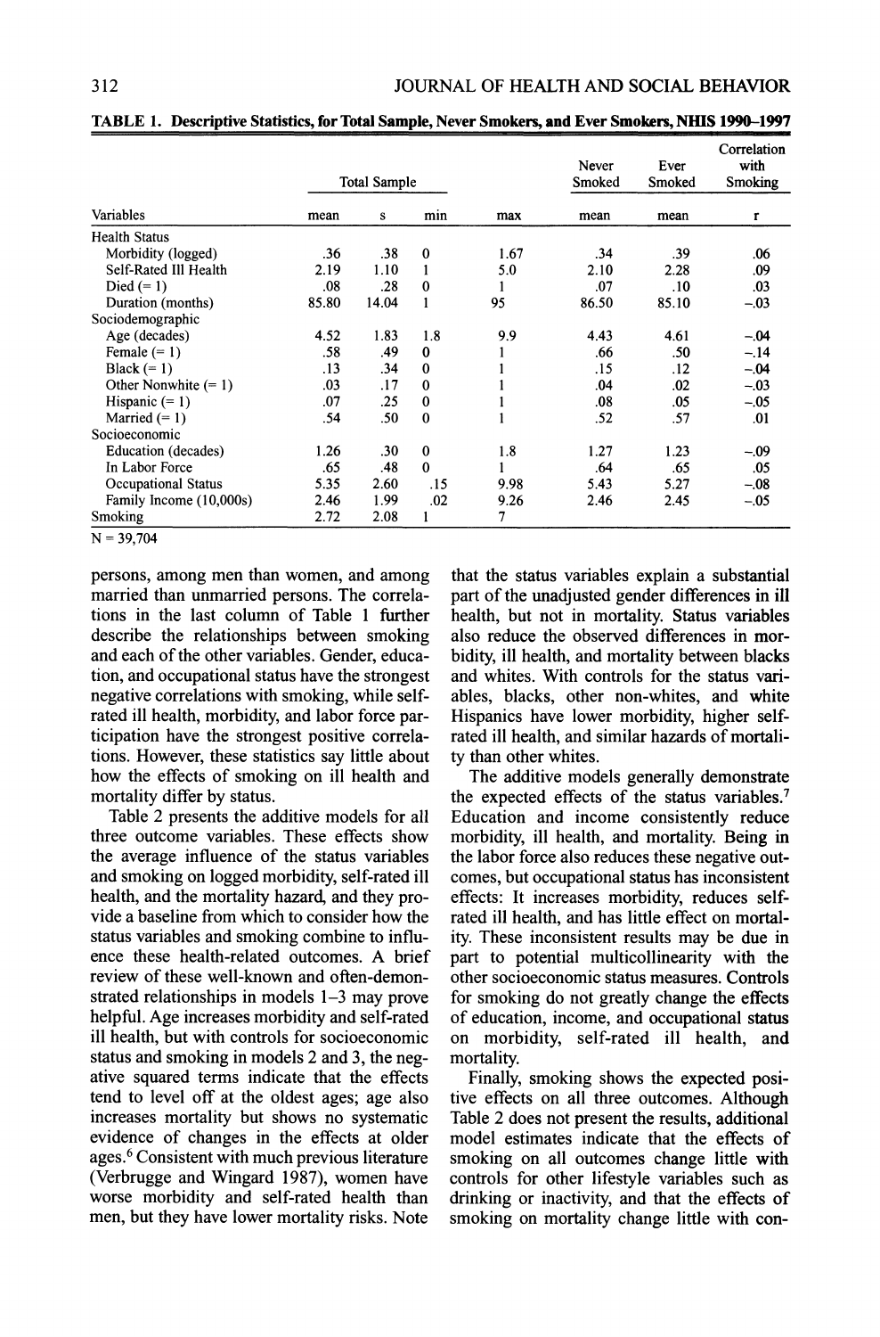**TABLE 1. Descriptive Statistics, for Total Sample, Never Smokers, and Ever Smokers, NHIS 1990–1997**

| Variables | Total Sample | | | | Never Smoked | Ever Smoked | Correlation with Smoking |
|---|---|---|---|---|---|---|---|
| | mean | s | min | max | mean | mean | r |
| Health Status | | | | | | | |
| Morbidity (logged) | .36 | .38 | 0 | 1.67 | .34 | .39 | .06 |
| Self-Rated Ill Health | 2.19 | 1.10 | 1 | 5.0 | 2.10 | 2.28 | .09 |
| Died (= 1) | .08 | .28 | 0 | 1 | .07 | .10 | .03 |
| Duration (months) | 85.80 | 14.04 | 1 | 95 | 86.50 | 85.10 | –.03 |
| Sociodemographic | | | | | | | |
| Age (decades) | 4.52 | 1.83 | 1.8 | 9.9 | 4.43 | 4.61 | –.04 |
| Female (= 1) | .58 | .49 | 0 | 1 | .66 | .50 | –.14 |
| Black (= 1) | .13 | .34 | 0 | 1 | .15 | .12 | –.04 |
| Other Nonwhite (= 1) | .03 | .17 | 0 | 1 | .04 | .02 | –.03 |
| Hispanic (= 1) | .07 | .25 | 0 | 1 | .08 | .05 | –.05 |
| Married (= 1) | .54 | .50 | 0 | 1 | .52 | .57 | .01 |
| Socioeconomic | | | | | | | |
| Education (decades) | 1.26 | .30 | 0 | 1.8 | 1.27 | 1.23 | –.09 |
| In Labor Force | .65 | .48 | 0 | 1 | .64 | .65 | .05 |
| Occupational Status | 5.35 | 2.60 | .15 | 9.98 | 5.43 | 5.27 | –.08 |
| Family Income (10,000s) | 2.46 | 1.99 | .02 | 9.26 | 2.46 | 2.45 | –.05 |
| Smoking | 2.72 | 2.08 | 1 | 7 | | | |

N = 39,704

persons, among men than women, and among married than unmarried persons. The correlations in the last column of Table 1 further describe the relationships between smoking and each of the other variables. Gender, education, and occupational status have the strongest negative correlations with smoking, while self-rated ill health, morbidity, and labor force participation have the strongest positive correlations. However, these statistics say little about how the effects of smoking on ill health and mortality differ by status.

Table 2 presents the additive models for all three outcome variables. These effects show the average influence of the status variables and smoking on logged morbidity, self-rated ill health, and the mortality hazard, and they provide a baseline from which to consider how the status variables and smoking combine to influence these health-related outcomes. A brief review of these well-known and often-demonstrated relationships in models 1–3 may prove helpful. Age increases morbidity and self-rated ill health, but with controls for socioeconomic status and smoking in models 2 and 3, the negative squared terms indicate that the effects tend to level off at the oldest ages; age also increases mortality but shows no systematic evidence of changes in the effects at older ages.[6] Consistent with much previous literature (Verbrugge and Wingard 1987), women have worse morbidity and self-rated health than men, but they have lower mortality risks. Note that the status variables explain a substantial part of the unadjusted gender differences in ill health, but not in mortality. Status variables also reduce the observed differences in morbidity, ill health, and mortality between blacks and whites. With controls for the status variables, blacks, other non-whites, and white Hispanics have lower morbidity, higher self-rated ill health, and similar hazards of mortality than other whites.

The additive models generally demonstrate the expected effects of the status variables.[7] Education and income consistently reduce morbidity, ill health, and mortality. Being in the labor force also reduces these negative outcomes, but occupational status has inconsistent effects: It increases morbidity, reduces self-rated ill health, and has little effect on mortality. These inconsistent results may be due in part to potential multicollinearity with the other socioeconomic status measures. Controls for smoking do not greatly change the effects of education, income, and occupational status on morbidity, self-rated ill health, and mortality.

Finally, smoking shows the expected positive effects on all three outcomes. Although Table 2 does not present the results, additional model estimates indicate that the effects of smoking on all outcomes change little with controls for other lifestyle variables such as drinking or inactivity, and that the effects of smoking on mortality change little with con-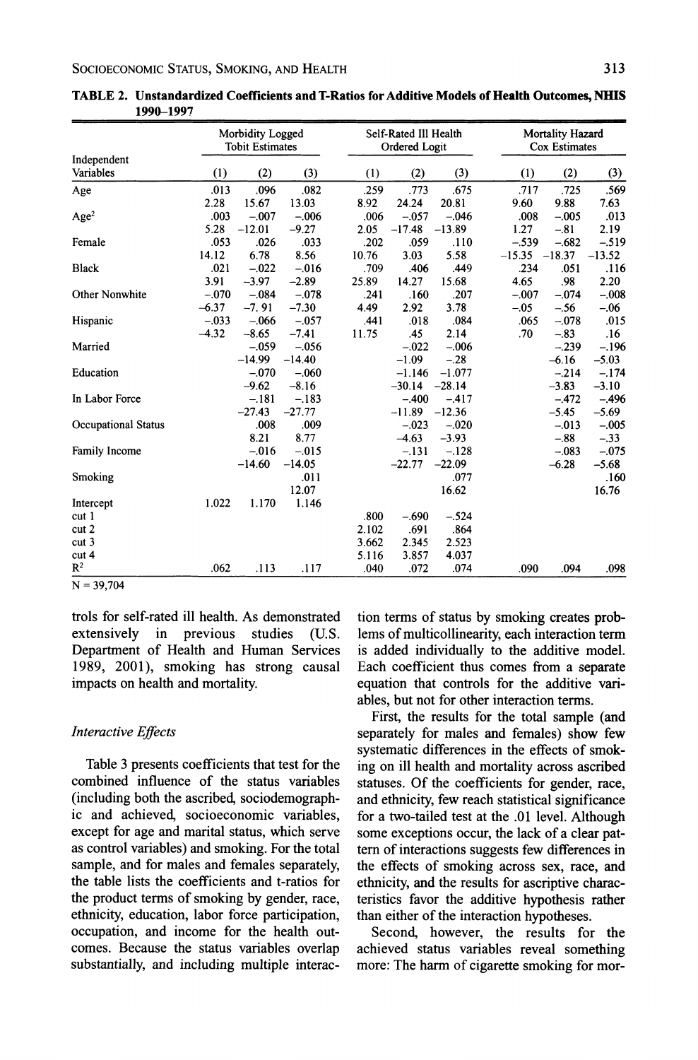**TABLE 2. Unstandardized Coefficients and T-Ratios for Additive Models of Health Outcomes, NHIS 1990–1997**

| Independent Variables | Morbidity Logged Tobit Estimates (1) | (2) | (3) | Self-Rated Ill Health Ordered Logit (1) | (2) | (3) | Mortality Hazard Cox Estimates (1) | (2) | (3) |
|---|---|---|---|---|---|---|---|---|---|
| Age | .013 | .096 | .082 | .259 | .773 | .675 | .717 | .725 | .569 |
| | 2.28 | 15.67 | 13.03 | 8.92 | 24.24 | 20.81 | 9.60 | 9.88 | 7.63 |
| $Age^2$ | .003 | −.007 | −.006 | .006 | −.057 | −.046 | .008 | −.005 | .013 |
| | 5.28 | −12.01 | −9.27 | 2.05 | −17.48 | −13.89 | 1.27 | −.81 | 2.19 |
| Female | .053 | .026 | .033 | .202 | .059 | .110 | −.539 | −.682 | −.519 |
| | 14.12 | 6.78 | 8.56 | 10.76 | 3.03 | 5.58 | −15.35 | −18.37 | −13.52 |
| Black | .021 | −.022 | −.016 | .709 | .406 | .449 | .234 | .051 | .116 |
| | 3.91 | −3.97 | −2.89 | 25.89 | 14.27 | 15.68 | 4.65 | .98 | 2.20 |
| Other Nonwhite | −.070 | −.084 | −.078 | .241 | .160 | .207 | −.007 | −.074 | −.008 |
| | −6.37 | −7.91 | −7.30 | 4.49 | 2.92 | 3.78 | −.05 | −.56 | −.06 |
| Hispanic | −.033 | −.066 | −.057 | .441 | .018 | .084 | .065 | −.078 | .015 |
| | −4.32 | −8.65 | −7.41 | 11.75 | .45 | 2.14 | .70 | −.83 | .16 |
| Married | | −.059 | −.056 | | −.022 | −.006 | | −.239 | −.196 |
| | | −14.99 | −14.40 | | −1.09 | −.28 | | −6.16 | −5.03 |
| Education | | −.070 | −.060 | | −1.146 | −1.077 | | −.214 | −.174 |
| | | −9.62 | −8.16 | | −30.14 | −28.14 | | −3.83 | −3.10 |
| In Labor Force | | −.181 | −.183 | | −.400 | −.417 | | −.472 | −.496 |
| | | −27.43 | −27.77 | | −11.89 | −12.36 | | −5.45 | −5.69 |
| Occupational Status | | .008 | .009 | | −.023 | −.020 | | −.013 | −.005 |
| | | 8.21 | 8.77 | | −4.63 | −3.93 | | −.88 | −.33 |
| Family Income | | −.016 | −.015 | | −.131 | −.128 | | −.083 | −.075 |
| | | −14.60 | −14.05 | | −22.77 | −22.09 | | −6.28 | −5.68 |
| Smoking | | | .011 | | | .077 | | | .160 |
| | | | 12.07 | | | 16.62 | | | 16.76 |
| Intercept | 1.022 | 1.170 | 1.146 | | | | | | |
| cut 1 | | | | .800 | −.690 | −.524 | | | |
| cut 2 | | | | 2.102 | .691 | .864 | | | |
| cut 3 | | | | 3.662 | 2.345 | 2.523 | | | |
| cut 4 | | | | 5.116 | 3.857 | 4.037 | | | |
| $R^2$ | .062 | .113 | .117 | .040 | .072 | .074 | .090 | .094 | .098 |

N = 39,704

trols for self-rated ill health. As demonstrated extensively in previous studies (U.S. Department of Health and Human Services 1989, 2001), smoking has strong causal impacts on health and mortality.

### *Interactive Effects*

Table 3 presents coefficients that test for the combined influence of the status variables (including both the ascribed, sociodemographic and achieved, socioeconomic variables, except for age and marital status, which serve as control variables) and smoking. For the total sample, and for males and females separately, the table lists the coefficients and t-ratios for the product terms of smoking by gender, race, ethnicity, education, labor force participation, occupation, and income for the health outcomes. Because the status variables overlap substantially, and including multiple interaction terms of status by smoking creates problems of multicollinearity, each interaction term is added individually to the additive model. Each coefficient thus comes from a separate equation that controls for the additive variables, but not for other interaction terms.

First, the results for the total sample (and separately for males and females) show few systematic differences in the effects of smoking on ill health and mortality across ascribed statuses. Of the coefficients for gender, race, and ethnicity, few reach statistical significance for a two-tailed test at the .01 level. Although some exceptions occur, the lack of a clear pattern of interactions suggests few differences in the effects of smoking across sex, race, and ethnicity, and the results for ascriptive characteristics favor the additive hypothesis rather than either of the interaction hypotheses.

Second, however, the results for the achieved status variables reveal something more: The harm of cigarette smoking for mor-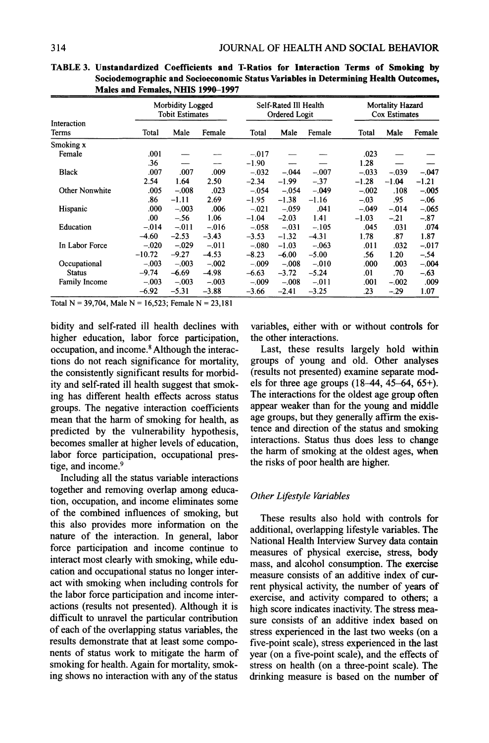TABLE 3. Unstandardized Coefficients and T-Ratios for Interaction Terms of Smoking by Sociodemographic and Socioeconomic Status Variables in Determining Health Outcomes, Males and Females, NHIS 1990–1997

| Interaction Terms | Morbidity Logged Tobit Estimates | | | Self-Rated Ill Health Ordered Logit | | | Mortality Hazard Cox Estimates | | |
|---|---|---|---|---|---|---|---|---|---|
| | Total | Male | Female | Total | Male | Female | Total | Male | Female |
| Smoking x | | | | | | | | | |
| Female | .001 | — | — | –.017 | — | — | .023 | — | — |
| | .36 | — | — | –1.90 | — | — | 1.28 | — | — |
| Black | .007 | .007 | .009 | –.032 | –.044 | –.007 | –.033 | –.039 | –.047 |
| | 2.54 | 1.64 | 2.50 | –2.34 | –1.99 | –.37 | –1.28 | –1.04 | –1.21 |
| Other Nonwhite | .005 | –.008 | .023 | –.054 | –.054 | –.049 | –.002 | .108 | –.005 |
| | .86 | –1.11 | 2.69 | –1.95 | –1.38 | –1.16 | –.03 | .95 | –.06 |
| Hispanic | .000 | –.003 | .006 | –.021 | –.059 | .041 | –.049 | –.014 | –.065 |
| | .00 | –.56 | 1.06 | –1.04 | –2.03 | 1.41 | –1.03 | –.21 | –.87 |
| Education | –.014 | –.011 | –.016 | –.058 | –.031 | –.105 | .045 | .031 | .074 |
| | –4.60 | –2.53 | –3.43 | –3.53 | –1.32 | –4.31 | 1.78 | .87 | 1.87 |
| In Labor Force | –.020 | –.029 | –.011 | –.080 | –1.03 | –.063 | .011 | .032 | –.017 |
| | –10.72 | –9.27 | –4.53 | –8.23 | –6.00 | –5.00 | .56 | 1.20 | –.54 |
| Occupational Status | –.003 | –.003 | –.002 | –.009 | –.008 | –.010 | .000 | .003 | –.004 |
| | –9.74 | –6.69 | –4.98 | –6.63 | –3.72 | –5.24 | .01 | .70 | –.63 |
| Family Income | –.003 | –.003 | –.003 | –.009 | –.008 | –.011 | .001 | –.002 | .009 |
| | –6.92 | –5.31 | –3.88 | –3.66 | –2.41 | –3.25 | .23 | –.29 | 1.07 |

Total N = 39,704, Male N = 16,523; Female N = 23,181

bidity and self-rated ill health declines with higher education, labor force participation, occupation, and income.[8] Although the interactions do not reach significance for mortality, the consistently significant results for morbidity and self-rated ill health suggest that smoking has different health effects across status groups. The negative interaction coefficients mean that the harm of smoking for health, as predicted by the vulnerability hypothesis, becomes smaller at higher levels of education, labor force participation, occupational prestige, and income.[9]

Including all the status variable interactions together and removing overlap among education, occupation, and income eliminates some of the combined influences of smoking, but this also provides more information on the nature of the interaction. In general, labor force participation and income continue to interact most clearly with smoking, while education and occupational status no longer interact with smoking when including controls for the labor force participation and income interactions (results not presented). Although it is difficult to unravel the particular contribution of each of the overlapping status variables, the results demonstrate that at least some components of status work to mitigate the harm of smoking for health. Again for mortality, smoking shows no interaction with any of the status variables, either with or without controls for the other interactions.

Last, these results largely hold within groups of young and old. Other analyses (results not presented) examine separate models for three age groups (18–44, 45–64, 65+). The interactions for the oldest age group often appear weaker than for the young and middle age groups, but they generally affirm the existence and direction of the status and smoking interactions. Status thus does less to change the harm of smoking at the oldest ages, when the risks of poor health are higher.

### *Other Lifestyle Variables*

These results also hold with controls for additional, overlapping lifestyle variables. The National Health Interview Survey data contain measures of physical exercise, stress, body mass, and alcohol consumption. The exercise measure consists of an additive index of current physical activity, the number of years of exercise, and activity compared to others; a high score indicates inactivity. The stress measure consists of an additive index based on stress experienced in the last two weeks (on a five-point scale), stress experienced in the last year (on a five-point scale), and the effects of stress on health (on a three-point scale). The drinking measure is based on the number of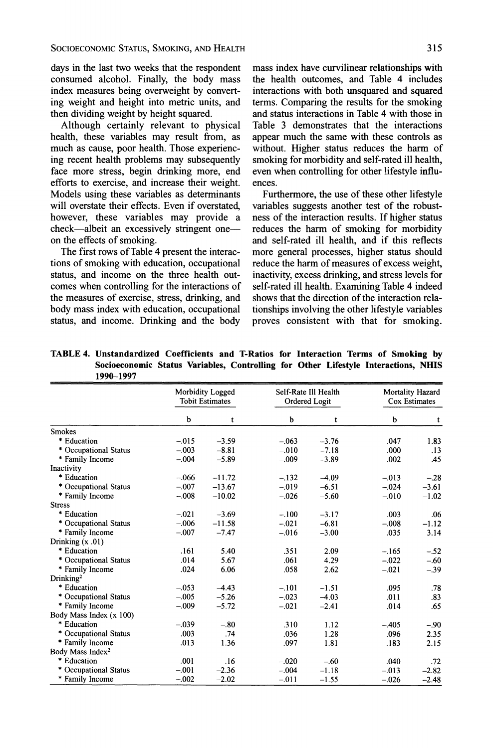days in the last two weeks that the respondent consumed alcohol. Finally, the body mass index measures being overweight by converting weight and height into metric units, and then dividing weight by height squared.

Although certainly relevant to physical health, these variables may result from, as much as cause, poor health. Those experiencing recent health problems may subsequently face more stress, begin drinking more, end efforts to exercise, and increase their weight. Models using these variables as determinants will overstate their effects. Even if overstated, however, these variables may provide a check—albeit an excessively stringent one—on the effects of smoking.

The first rows of Table 4 present the interactions of smoking with education, occupational status, and income on the three health outcomes when controlling for the interactions of the measures of exercise, stress, drinking, and body mass index with education, occupational status, and income. Drinking and the body mass index have curvilinear relationships with the health outcomes, and Table 4 includes interactions with both unsquared and squared terms. Comparing the results for the smoking and status interactions in Table 4 with those in Table 3 demonstrates that the interactions appear much the same with these controls as without. Higher status reduces the harm of smoking for morbidity and self-rated ill health, even when controlling for other lifestyle influences.

Furthermore, the use of these other lifestyle variables suggests another test of the robustness of the interaction results. If higher status reduces the harm of smoking for morbidity and self-rated ill health, and if this reflects more general processes, higher status should reduce the harm of measures of excess weight, inactivity, excess drinking, and stress levels for self-rated ill health. Examining Table 4 indeed shows that the direction of the interaction relationships involving the other lifestyle variables proves consistent with that for smoking.

**TABLE 4. Unstandardized Coefficients and T-Ratios for Interaction Terms of Smoking by Socioeconomic Status Variables, Controlling for Other Lifestyle Interactions, NHIS 1990–1997**

| | Morbidity Logged Tobit Estimates | | Self-Rate Ill Health Ordered Logit | | Mortality Hazard Cox Estimates | |
|---|---|---|---|---|---|---|
| | b | t | b | t | b | t |
| Smokes | | | | | | |
| * Education | −.015 | −3.59 | −.063 | −3.76 | .047 | 1.83 |
| * Occupational Status | −.003 | −8.81 | −.010 | −7.18 | .000 | .13 |
| * Family Income | −.004 | −5.89 | −.009 | −3.89 | .002 | .45 |
| Inactivity | | | | | | |
| * Education | −.066 | −11.72 | −.132 | −4.09 | −.013 | −.28 |
| * Occupational Status | −.007 | −13.67 | −.019 | −6.51 | −.024 | −3.61 |
| * Family Income | −.008 | −10.02 | −.026 | −5.60 | −.010 | −1.02 |
| Stress | | | | | | |
| * Education | −.021 | −3.69 | −.100 | −3.17 | .003 | .06 |
| * Occupational Status | −.006 | −11.58 | −.021 | −6.81 | −.008 | −1.12 |
| * Family Income | −.007 | −7.47 | −.016 | −3.00 | .035 | 3.14 |
| Drinking (x .01) | | | | | | |
| * Education | .161 | 5.40 | .351 | 2.09 | −.165 | −.52 |
| * Occupational Status | .014 | 5.67 | .061 | 4.29 | −.022 | −.60 |
| * Family Income | .024 | 6.06 | .058 | 2.62 | −.021 | −.39 |
| Drinking² | | | | | | |
| * Education | −.053 | −4.43 | −.101 | −1.51 | .095 | .78 |
| * Occupational Status | −.005 | −5.26 | −.023 | −4.03 | .011 | .83 |
| * Family Income | −.009 | −5.72 | −.021 | −2.41 | .014 | .65 |
| Body Mass Index (x 100) | | | | | | |
| * Education | −.039 | −.80 | .310 | 1.12 | −.405 | −.90 |
| * Occupational Status | .003 | .74 | .036 | 1.28 | .096 | 2.35 |
| * Family Income | .013 | 1.36 | .097 | 1.81 | .183 | 2.15 |
| Body Mass Index² | | | | | | |
| * Education | .001 | .16 | −.020 | −.60 | .040 | .72 |
| * Occupational Status | −.001 | −2.36 | −.004 | −1.18 | −.013 | −2.82 |
| * Family Income | −.002 | −2.02 | −.011 | −1.55 | −.026 | −2.48 |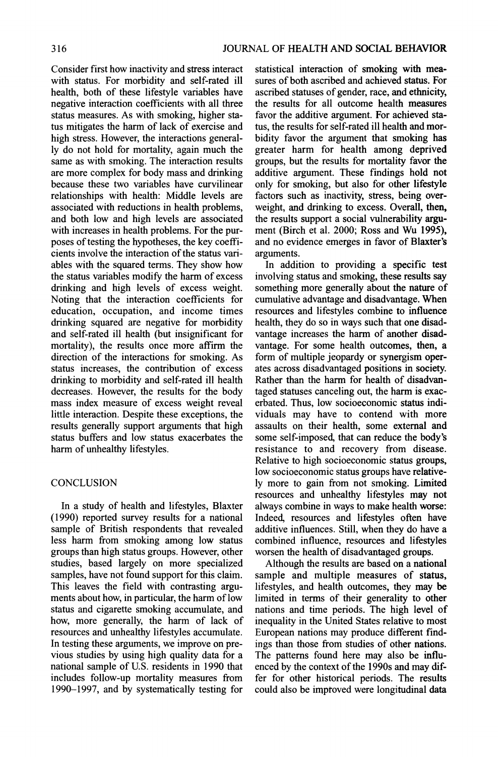Consider first how inactivity and stress interact with status. For morbidity and self-rated ill health, both of these lifestyle variables have negative interaction coefficients with all three status measures. As with smoking, higher status mitigates the harm of lack of exercise and high stress. However, the interactions generally do not hold for mortality, again much the same as with smoking. The interaction results are more complex for body mass and drinking because these two variables have curvilinear relationships with health: Middle levels are associated with reductions in health problems, and both low and high levels are associated with increases in health problems. For the purposes of testing the hypotheses, the key coefficients involve the interaction of the status variables with the squared terms. They show how the status variables modify the harm of excess drinking and high levels of excess weight. Noting that the interaction coefficients for education, occupation, and income times drinking squared are negative for morbidity and self-rated ill health (but insignificant for mortality), the results once more affirm the direction of the interactions for smoking. As status increases, the contribution of excess drinking to morbidity and self-rated ill health decreases. However, the results for the body mass index measure of excess weight reveal little interaction. Despite these exceptions, the results generally support arguments that high status buffers and low status exacerbates the harm of unhealthy lifestyles.

## CONCLUSION

In a study of health and lifestyles, Blaxter (1990) reported survey results for a national sample of British respondents that revealed less harm from smoking among low status groups than high status groups. However, other studies, based largely on more specialized samples, have not found support for this claim. This leaves the field with contrasting arguments about how, in particular, the harm of low status and cigarette smoking accumulate, and how, more generally, the harm of lack of resources and unhealthy lifestyles accumulate. In testing these arguments, we improve on previous studies by using high quality data for a national sample of U.S. residents in 1990 that includes follow-up mortality measures from 1990–1997, and by systematically testing for statistical interaction of smoking with measures of both ascribed and achieved status. For ascribed statuses of gender, race, and ethnicity, the results for all outcome health measures favor the additive argument. For achieved status, the results for self-rated ill health and morbidity favor the argument that smoking has greater harm for health among deprived groups, but the results for mortality favor the additive argument. These findings hold not only for smoking, but also for other lifestyle factors such as inactivity, stress, being overweight, and drinking to excess. Overall, then, the results support a social vulnerability argument (Birch et al. 2000; Ross and Wu 1995), and no evidence emerges in favor of Blaxter's arguments.

In addition to providing a specific test involving status and smoking, these results say something more generally about the nature of cumulative advantage and disadvantage. When resources and lifestyles combine to influence health, they do so in ways such that one disadvantage increases the harm of another disadvantage. For some health outcomes, then, a form of multiple jeopardy or synergism operates across disadvantaged positions in society. Rather than the harm for health of disadvantaged statuses canceling out, the harm is exacerbated. Thus, low socioeconomic status individuals may have to contend with more assaults on their health, some external and some self-imposed, that can reduce the body's resistance to and recovery from disease. Relative to high socioeconomic status groups, low socioeconomic status groups have relatively more to gain from not smoking. Limited resources and unhealthy lifestyles may not always combine in ways to make health worse: Indeed, resources and lifestyles often have additive influences. Still, when they do have a combined influence, resources and lifestyles worsen the health of disadvantaged groups.

Although the results are based on a national sample and multiple measures of status, lifestyles, and health outcomes, they may be limited in terms of their generality to other nations and time periods. The high level of inequality in the United States relative to most European nations may produce different findings than those from studies of other nations. The patterns found here may also be influenced by the context of the 1990s and may differ for other historical periods. The results could also be improved were longitudinal data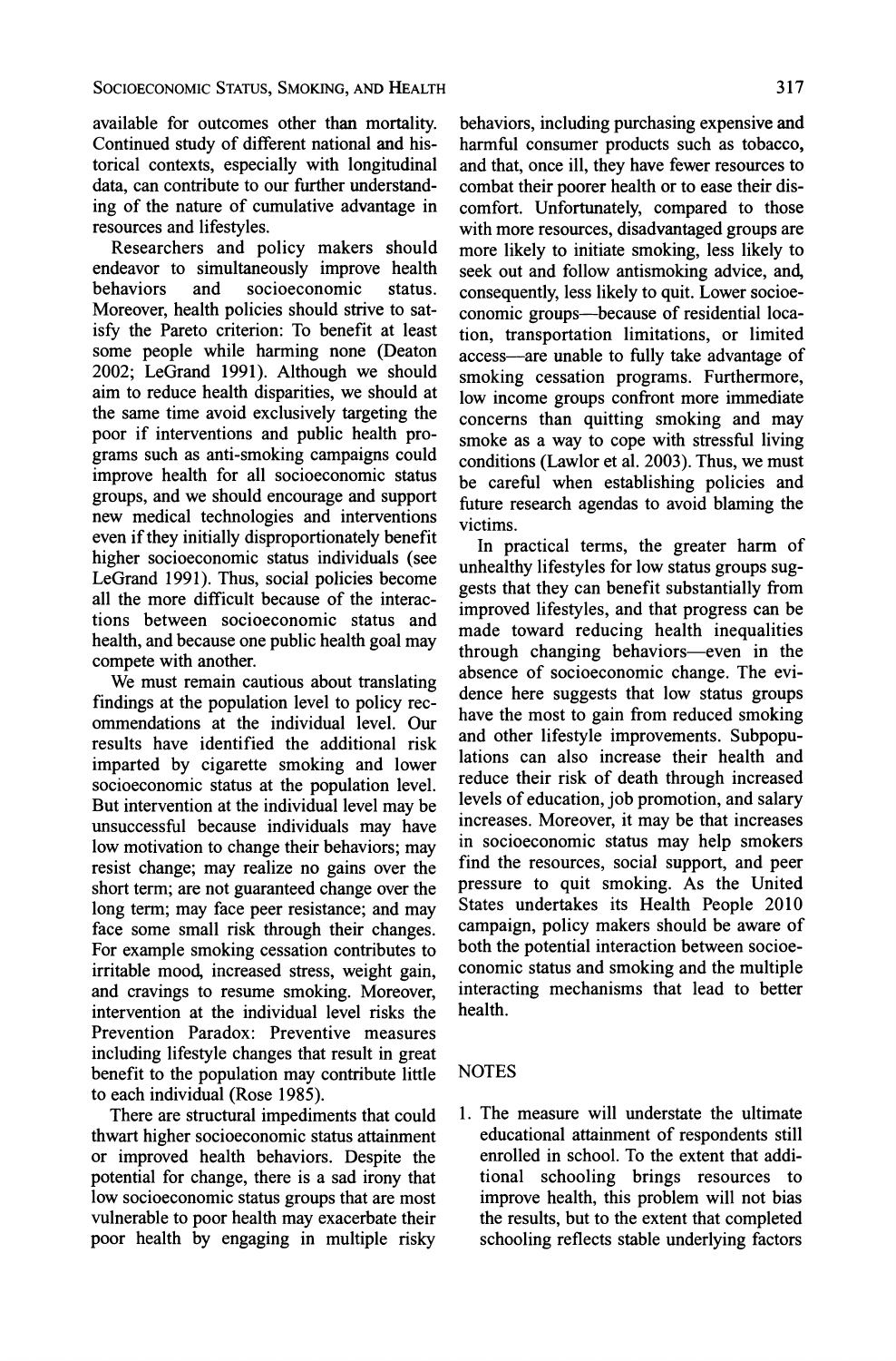available for outcomes other than mortality. Continued study of different national and historical contexts, especially with longitudinal data, can contribute to our further understanding of the nature of cumulative advantage in resources and lifestyles.

Researchers and policy makers should endeavor to simultaneously improve health behaviors and socioeconomic status. Moreover, health policies should strive to satisfy the Pareto criterion: To benefit at least some people while harming none (Deaton 2002; LeGrand 1991). Although we should aim to reduce health disparities, we should at the same time avoid exclusively targeting the poor if interventions and public health programs such as anti-smoking campaigns could improve health for all socioeconomic status groups, and we should encourage and support new medical technologies and interventions even if they initially disproportionately benefit higher socioeconomic status individuals (see LeGrand 1991). Thus, social policies become all the more difficult because of the interactions between socioeconomic status and health, and because one public health goal may compete with another.

We must remain cautious about translating findings at the population level to policy recommendations at the individual level. Our results have identified the additional risk imparted by cigarette smoking and lower socioeconomic status at the population level. But intervention at the individual level may be unsuccessful because individuals may have low motivation to change their behaviors; may resist change; may realize no gains over the short term; are not guaranteed change over the long term; may face peer resistance; and may face some small risk through their changes. For example smoking cessation contributes to irritable mood, increased stress, weight gain, and cravings to resume smoking. Moreover, intervention at the individual level risks the Prevention Paradox: Preventive measures including lifestyle changes that result in great benefit to the population may contribute little to each individual (Rose 1985).

There are structural impediments that could thwart higher socioeconomic status attainment or improved health behaviors. Despite the potential for change, there is a sad irony that low socioeconomic status groups that are most vulnerable to poor health may exacerbate their poor health by engaging in multiple risky behaviors, including purchasing expensive and harmful consumer products such as tobacco, and that, once ill, they have fewer resources to combat their poorer health or to ease their discomfort. Unfortunately, compared to those with more resources, disadvantaged groups are more likely to initiate smoking, less likely to seek out and follow antismoking advice, and, consequently, less likely to quit. Lower socioeconomic groups—because of residential location, transportation limitations, or limited access—are unable to fully take advantage of smoking cessation programs. Furthermore, low income groups confront more immediate concerns than quitting smoking and may smoke as a way to cope with stressful living conditions (Lawlor et al. 2003). Thus, we must be careful when establishing policies and future research agendas to avoid blaming the victims.

In practical terms, the greater harm of unhealthy lifestyles for low status groups suggests that they can benefit substantially from improved lifestyles, and that progress can be made toward reducing health inequalities through changing behaviors—even in the absence of socioeconomic change. The evidence here suggests that low status groups have the most to gain from reduced smoking and other lifestyle improvements. Subpopulations can also increase their health and reduce their risk of death through increased levels of education, job promotion, and salary increases. Moreover, it may be that increases in socioeconomic status may help smokers find the resources, social support, and peer pressure to quit smoking. As the United States undertakes its Health People 2010 campaign, policy makers should be aware of both the potential interaction between socioeconomic status and smoking and the multiple interacting mechanisms that lead to better health.

## NOTES

1. The measure will understate the ultimate educational attainment of respondents still enrolled in school. To the extent that additional schooling brings resources to improve health, this problem will not bias the results, but to the extent that completed schooling reflects stable underlying factors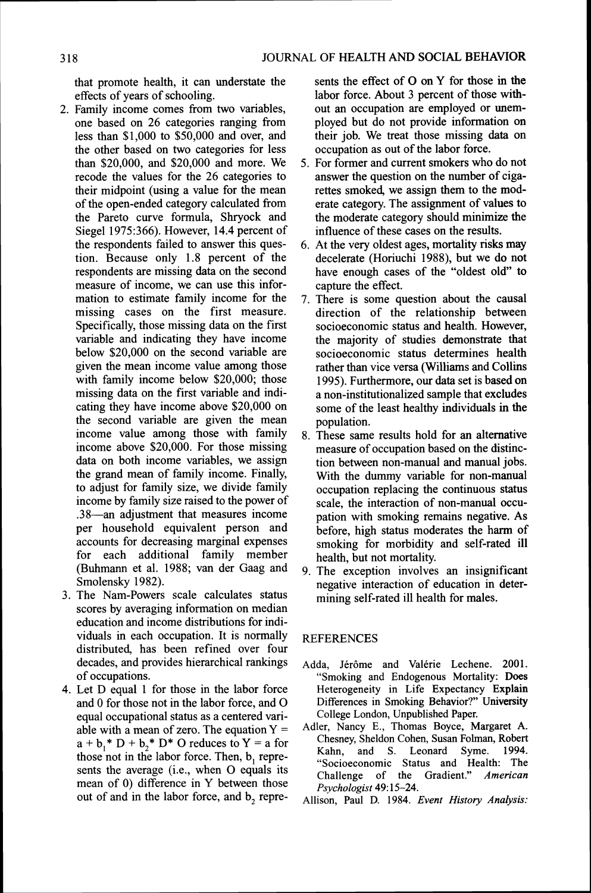that promote health, it can understate the effects of years of schooling.

2. Family income comes from two variables, one based on 26 categories ranging from less than $1,000 to $50,000 and over, and the other based on two categories for less than $20,000, and $20,000 and more. We recode the values for the 26 categories to their midpoint (using a value for the mean of the open-ended category calculated from the Pareto curve formula, Shryock and Siegel 1975:366). However, 14.4 percent of the respondents failed to answer this question. Because only 1.8 percent of the respondents are missing data on the second measure of income, we can use this information to estimate family income for the missing cases on the first measure. Specifically, those missing data on the first variable and indicating they have income below $20,000 on the second variable are given the mean income value among those with family income below $20,000; those missing data on the first variable and indicating they have income above $20,000 on the second variable are given the mean income value among those with family income above $20,000. For those missing data on both income variables, we assign the grand mean of family income. Finally, to adjust for family size, we divide family income by family size raised to the power of .38—an adjustment that measures income per household equivalent person and accounts for decreasing marginal expenses for each additional family member (Buhmann et al. 1988; van der Gaag and Smolensky 1982).

3. The Nam-Powers scale calculates status scores by averaging information on median education and income distributions for individuals in each occupation. It is normally distributed, has been refined over four decades, and provides hierarchical rankings of occupations.

4. Let D equal 1 for those in the labor force and 0 for those not in the labor force, and O equal occupational status as a centered variable with a mean of zero. The equation $Y = a + b_1 * D + b_2 * D * O$ reduces to $Y = a$ for those not in the labor force. Then, $b_1$ represents the average (i.e., when O equals its mean of 0) difference in Y between those out of and in the labor force, and $b_2$ represents the effect of O on Y for those in the labor force. About 3 percent of those without an occupation are employed or unemployed but do not provide information on their job. We treat those missing data on occupation as out of the labor force.

5. For former and current smokers who do not answer the question on the number of cigarettes smoked, we assign them to the moderate category. The assignment of values to the moderate category should minimize the influence of these cases on the results.

6. At the very oldest ages, mortality risks may decelerate (Horiuchi 1988), but we do not have enough cases of the "oldest old" to capture the effect.

7. There is some question about the causal direction of the relationship between socioeconomic status and health. However, the majority of studies demonstrate that socioeconomic status determines health rather than vice versa (Williams and Collins 1995). Furthermore, our data set is based on a non-institutionalized sample that excludes some of the least healthy individuals in the population.

8. These same results hold for an alternative measure of occupation based on the distinction between non-manual and manual jobs. With the dummy variable for non-manual occupation replacing the continuous status scale, the interaction of non-manual occupation with smoking remains negative. As before, high status moderates the harm of smoking for morbidity and self-rated ill health, but not mortality.

9. The exception involves an insignificant negative interaction of education in determining self-rated ill health for males.

## REFERENCES

Adda, Jérôme and Valérie Lechene. 2001. "Smoking and Endogenous Mortality: Does Heterogeneity in Life Expectancy Explain Differences in Smoking Behavior?" University College London, Unpublished Paper.

Adler, Nancy E., Thomas Boyce, Margaret A. Chesney, Sheldon Cohen, Susan Folman, Robert Kahn, and S. Leonard Syme. 1994. "Socioeconomic Status and Health: The Challenge of the Gradient." *American Psychologist* 49:15–24.

Allison, Paul D. 1984. *Event History Analysis:*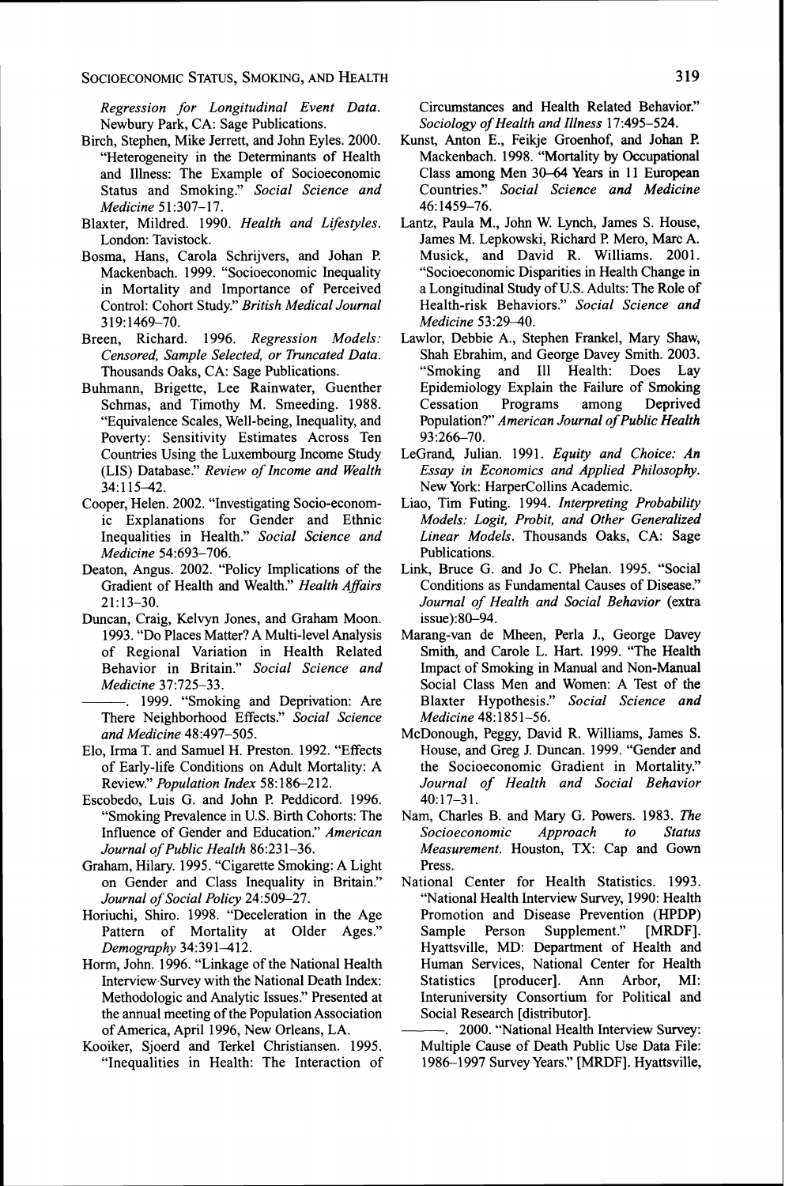*Regression for Longitudinal Event Data*. Newbury Park, CA: Sage Publications.

Birch, Stephen, Mike Jerrett, and John Eyles. 2000. "Heterogeneity in the Determinants of Health and Illness: The Example of Socioeconomic Status and Smoking." *Social Science and Medicine* 51:307–17.

Blaxter, Mildred. 1990. *Health and Lifestyles*. London: Tavistock.

Bosma, Hans, Carola Schrijvers, and Johan P. Mackenbach. 1999. "Socioeconomic Inequality in Mortality and Importance of Perceived Control: Cohort Study." *British Medical Journal* 319:1469–70.

Breen, Richard. 1996. *Regression Models: Censored, Sample Selected, or Truncated Data*. Thousands Oaks, CA: Sage Publications.

Buhmann, Brigette, Lee Rainwater, Guenther Schmas, and Timothy M. Smeeding. 1988. "Equivalence Scales, Well-being, Inequality, and Poverty: Sensitivity Estimates Across Ten Countries Using the Luxembourg Income Study (LIS) Database." *Review of Income and Wealth* 34:115–42.

Cooper, Helen. 2002. "Investigating Socio-economic Explanations for Gender and Ethnic Inequalities in Health." *Social Science and Medicine* 54:693–706.

Deaton, Angus. 2002. "Policy Implications of the Gradient of Health and Wealth." *Health Affairs* 21:13–30.

Duncan, Craig, Kelvyn Jones, and Graham Moon. 1993. "Do Places Matter? A Multi-level Analysis of Regional Variation in Health Related Behavior in Britain." *Social Science and Medicine* 37:725–33.

———. 1999. "Smoking and Deprivation: Are There Neighborhood Effects." *Social Science and Medicine* 48:497–505.

Elo, Irma T. and Samuel H. Preston. 1992. "Effects of Early-life Conditions on Adult Mortality: A Review." *Population Index* 58:186–212.

Escobedo, Luis G. and John P. Peddicord. 1996. "Smoking Prevalence in U.S. Birth Cohorts: The Influence of Gender and Education." *American Journal of Public Health* 86:231–36.

Graham, Hilary. 1995. "Cigarette Smoking: A Light on Gender and Class Inequality in Britain." *Journal of Social Policy* 24:509–27.

Horiuchi, Shiro. 1998. "Deceleration in the Age Pattern of Mortality at Older Ages." *Demography* 34:391–412.

Horm, John. 1996. "Linkage of the National Health Interview Survey with the National Death Index: Methodologic and Analytic Issues." Presented at the annual meeting of the Population Association of America, April 1996, New Orleans, LA.

Kooiker, Sjoerd and Terkel Christiansen. 1995. "Inequalities in Health: The Interaction of Circumstances and Health Related Behavior." *Sociology of Health and Illness* 17:495–524.

Kunst, Anton E., Feikje Groenhof, and Johan P. Mackenbach. 1998. "Mortality by Occupational Class among Men 30–64 Years in 11 European Countries." *Social Science and Medicine* 46:1459–76.

Lantz, Paula M., John W. Lynch, James S. House, James M. Lepkowski, Richard P. Mero, Marc A. Musick, and David R. Williams. 2001. "Socioeconomic Disparities in Health Change in a Longitudinal Study of U.S. Adults: The Role of Health-risk Behaviors." *Social Science and Medicine* 53:29–40.

Lawlor, Debbie A., Stephen Frankel, Mary Shaw, Shah Ebrahim, and George Davey Smith. 2003. "Smoking and Ill Health: Does Lay Epidemiology Explain the Failure of Smoking Cessation Programs among Deprived Population?" *American Journal of Public Health* 93:266–70.

LeGrand, Julian. 1991. *Equity and Choice: An Essay in Economics and Applied Philosophy*. New York: HarperCollins Academic.

Liao, Tim Futing. 1994. *Interpreting Probability Models: Logit, Probit, and Other Generalized Linear Models*. Thousands Oaks, CA: Sage Publications.

Link, Bruce G. and Jo C. Phelan. 1995. "Social Conditions as Fundamental Causes of Disease." *Journal of Health and Social Behavior* (extra issue):80–94.

Marang-van de Mheen, Perla J., George Davey Smith, and Carole L. Hart. 1999. "The Health Impact of Smoking in Manual and Non-Manual Social Class Men and Women: A Test of the Blaxter Hypothesis." *Social Science and Medicine* 48:1851–56.

McDonough, Peggy, David R. Williams, James S. House, and Greg J. Duncan. 1999. "Gender and the Socioeconomic Gradient in Mortality." *Journal of Health and Social Behavior* 40:17–31.

Nam, Charles B. and Mary G. Powers. 1983. *The Socioeconomic Approach to Status Measurement*. Houston, TX: Cap and Gown Press.

National Center for Health Statistics. 1993. "National Health Interview Survey, 1990: Health Promotion and Disease Prevention (HPDP) Sample Person Supplement." [MRDF]. Hyattsville, MD: Department of Health and Human Services, National Center for Health Statistics [producer]. Ann Arbor, MI: Interuniversity Consortium for Political and Social Research [distributor].

———. 2000. "National Health Interview Survey: Multiple Cause of Death Public Use Data File: 1986–1997 Survey Years." [MRDF]. Hyattsville,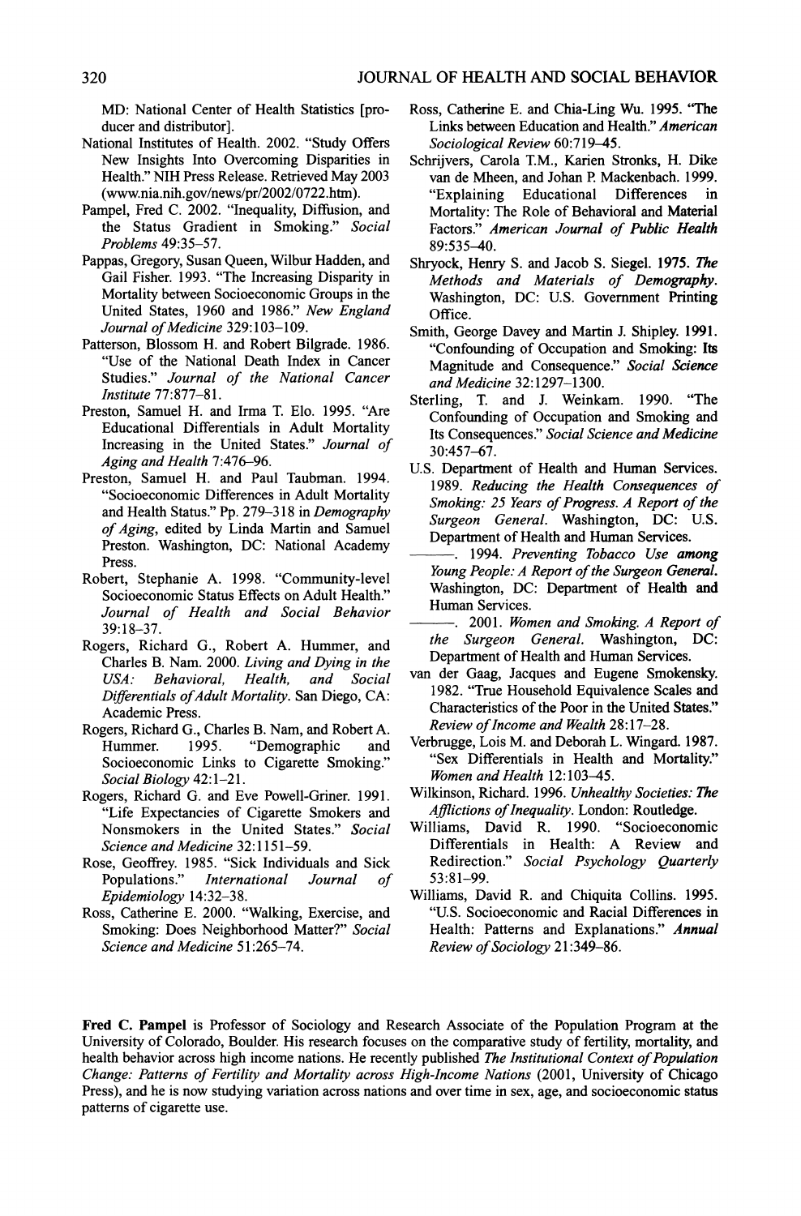MD: National Center of Health Statistics [producer and distributor].

National Institutes of Health. 2002. "Study Offers New Insights Into Overcoming Disparities in Health." NIH Press Release. Retrieved May 2003 (www.nia.nih.gov/news/pr/2002/0722.htm).

Pampel, Fred C. 2002. "Inequality, Diffusion, and the Status Gradient in Smoking." *Social Problems* 49:35–57.

Pappas, Gregory, Susan Queen, Wilbur Hadden, and Gail Fisher. 1993. "The Increasing Disparity in Mortality between Socioeconomic Groups in the United States, 1960 and 1986." *New England Journal of Medicine* 329:103–109.

Patterson, Blossom H. and Robert Bilgrade. 1986. "Use of the National Death Index in Cancer Studies." *Journal of the National Cancer Institute* 77:877–81.

Preston, Samuel H. and Irma T. Elo. 1995. "Are Educational Differentials in Adult Mortality Increasing in the United States." *Journal of Aging and Health* 7:476–96.

Preston, Samuel H. and Paul Taubman. 1994. "Socioeconomic Differences in Adult Mortality and Health Status." Pp. 279–318 in *Demography of Aging*, edited by Linda Martin and Samuel Preston. Washington, DC: National Academy Press.

Robert, Stephanie A. 1998. "Community-level Socioeconomic Status Effects on Adult Health." *Journal of Health and Social Behavior* 39:18–37.

Rogers, Richard G., Robert A. Hummer, and Charles B. Nam. 2000. *Living and Dying in the USA: Behavioral, Health, and Social Differentials of Adult Mortality*. San Diego, CA: Academic Press.

Rogers, Richard G., Charles B. Nam, and Robert A. Hummer. 1995. "Demographic and Socioeconomic Links to Cigarette Smoking." *Social Biology* 42:1–21.

Rogers, Richard G. and Eve Powell-Griner. 1991. "Life Expectancies of Cigarette Smokers and Nonsmokers in the United States." *Social Science and Medicine* 32:1151–59.

Rose, Geoffrey. 1985. "Sick Individuals and Sick Populations." *International Journal of Epidemiology* 14:32–38.

Ross, Catherine E. 2000. "Walking, Exercise, and Smoking: Does Neighborhood Matter?" *Social Science and Medicine* 51:265–74.

Ross, Catherine E. and Chia-Ling Wu. 1995. "The Links between Education and Health." *American Sociological Review* 60:719–45.

Schrijvers, Carola T.M., Karien Stronks, H. Dike van de Mheen, and Johan P. Mackenbach. 1999. "Explaining Educational Differences in Mortality: The Role of Behavioral and Material Factors." *American Journal of Public Health* 89:535–40.

Shryock, Henry S. and Jacob S. Siegel. 1975. *The Methods and Materials of Demography*. Washington, DC: U.S. Government Printing Office.

Smith, George Davey and Martin J. Shipley. 1991. "Confounding of Occupation and Smoking: Its Magnitude and Consequence." *Social Science and Medicine* 32:1297–1300.

Sterling, T. and J. Weinkam. 1990. "The Confounding of Occupation and Smoking and Its Consequences." *Social Science and Medicine* 30:457–67.

U.S. Department of Health and Human Services. 1989. *Reducing the Health Consequences of Smoking: 25 Years of Progress. A Report of the Surgeon General*. Washington, DC: U.S. Department of Health and Human Services.

———. 1994. *Preventing Tobacco Use among Young People: A Report of the Surgeon General*. Washington, DC: Department of Health and Human Services.

———. 2001. *Women and Smoking. A Report of the Surgeon General*. Washington, DC: Department of Health and Human Services.

van der Gaag, Jacques and Eugene Smokensky. 1982. "True Household Equivalence Scales and Characteristics of the Poor in the United States." *Review of Income and Wealth* 28:17–28.

Verbrugge, Lois M. and Deborah L. Wingard. 1987. "Sex Differentials in Health and Mortality." *Women and Health* 12:103–45.

Wilkinson, Richard. 1996. *Unhealthy Societies: The Afflictions of Inequality*. London: Routledge.

Williams, David R. 1990. "Socioeconomic Differentials in Health: A Review and Redirection." *Social Psychology Quarterly* 53:81–99.

Williams, David R. and Chiquita Collins. 1995. "U.S. Socioeconomic and Racial Differences in Health: Patterns and Explanations." *Annual Review of Sociology* 21:349–86.

**Fred C. Pampel** is Professor of Sociology and Research Associate of the Population Program at the University of Colorado, Boulder. His research focuses on the comparative study of fertility, mortality, and health behavior across high income nations. He recently published *The Institutional Context of Population Change: Patterns of Fertility and Mortality across High-Income Nations* (2001, University of Chicago Press), and he is now studying variation across nations and over time in sex, age, and socioeconomic status patterns of cigarette use.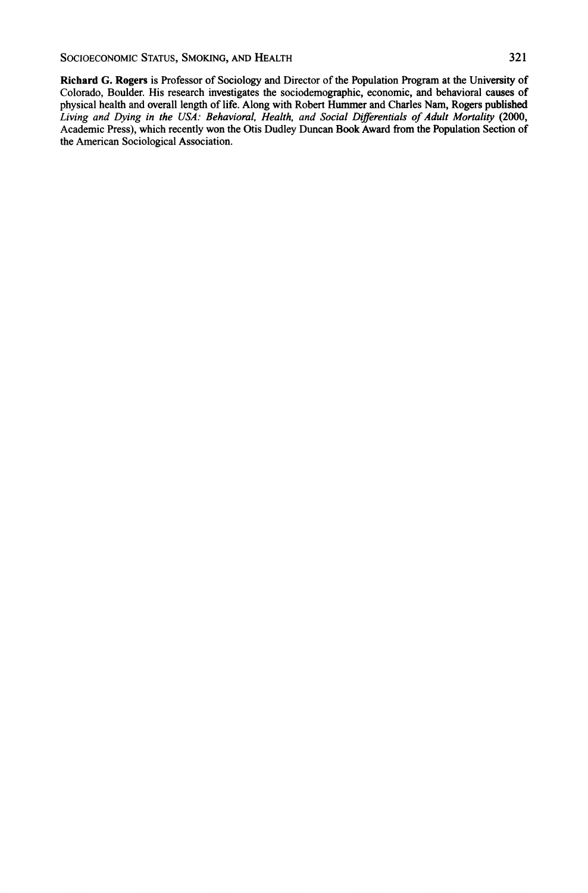**Richard G. Rogers** is Professor of Sociology and Director of the Population Program at the University of Colorado, Boulder. His research investigates the sociodemographic, economic, and behavioral causes of physical health and overall length of life. Along with Robert Hummer and Charles Nam, Rogers published *Living and Dying in the USA: Behavioral, Health, and Social Differentials of Adult Mortality* (2000, Academic Press), which recently won the Otis Dudley Duncan Book Award from the Population Section of the American Sociological Association.